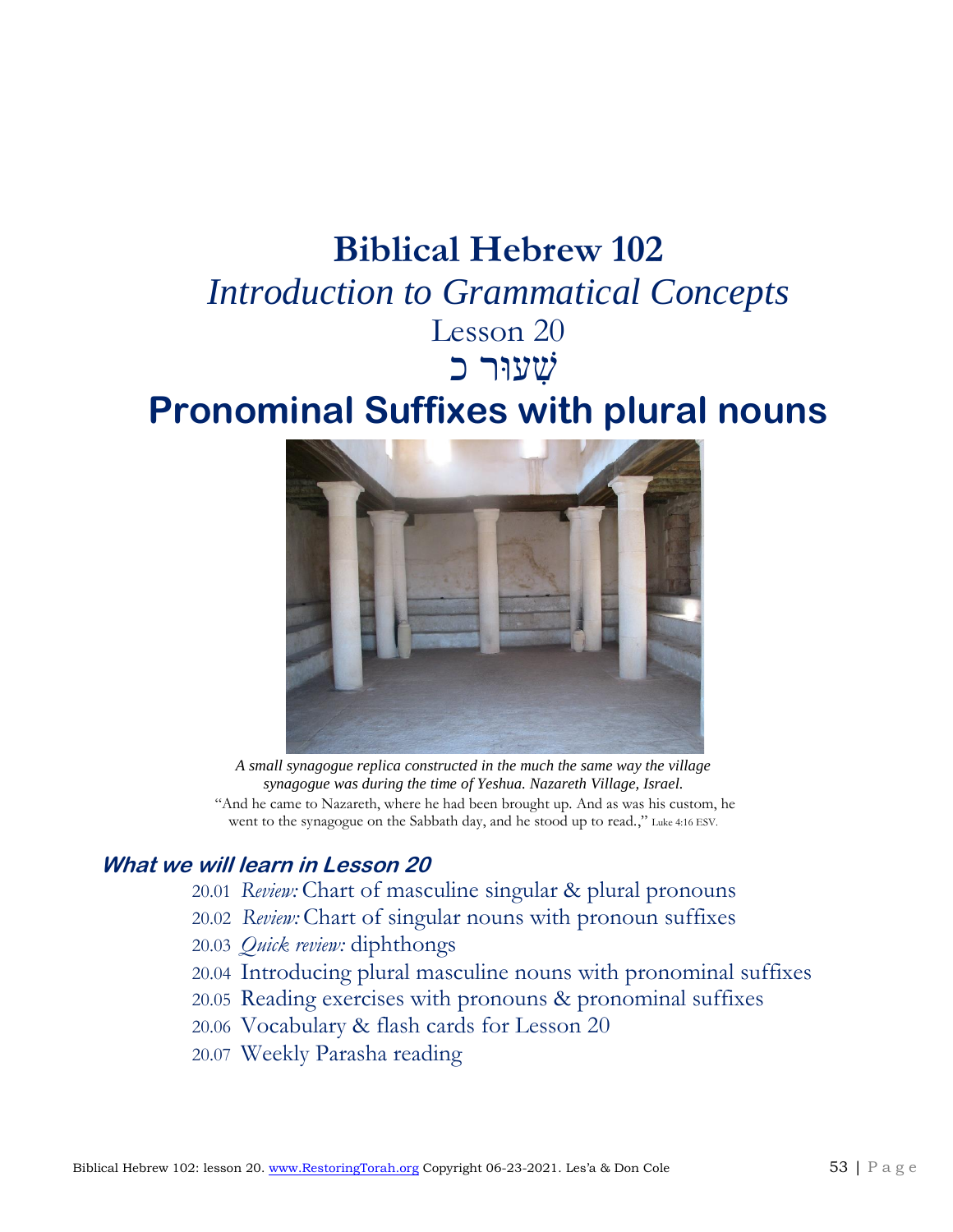# Biblical Hebrew 102

## *Introduction to Grammatical Concepts*

Lesson 20

שִׁעוּר כ

# Pronominal Suffixes with plural nouns

*A small synagogue replica constructed in the much the same way the village synagogue was during the time of Yeshua. Nazareth Village, Israel.*

"And he came to Nazareth, where he had been brought up. And as was his custom, he went to the synagogue on the Sabbath day, and he stood up to read.," Luke 4:16 ESV.

### *What we will learn in Lesson 20*

20.01 *Review:* Chart of masculine singular & plural pronouns

20.02 *Review:* Chart of singular nouns with pronoun suffixes

20.03 *Quick review:* diphthongs

20.04 Introducing plural masculine nouns with pronominal suffixes

20.05 Reading exercises with pronouns & pronominal suffixes

20.06 Vocabulary & flash cards for Lesson 20

20.07 Weekly Parasha reading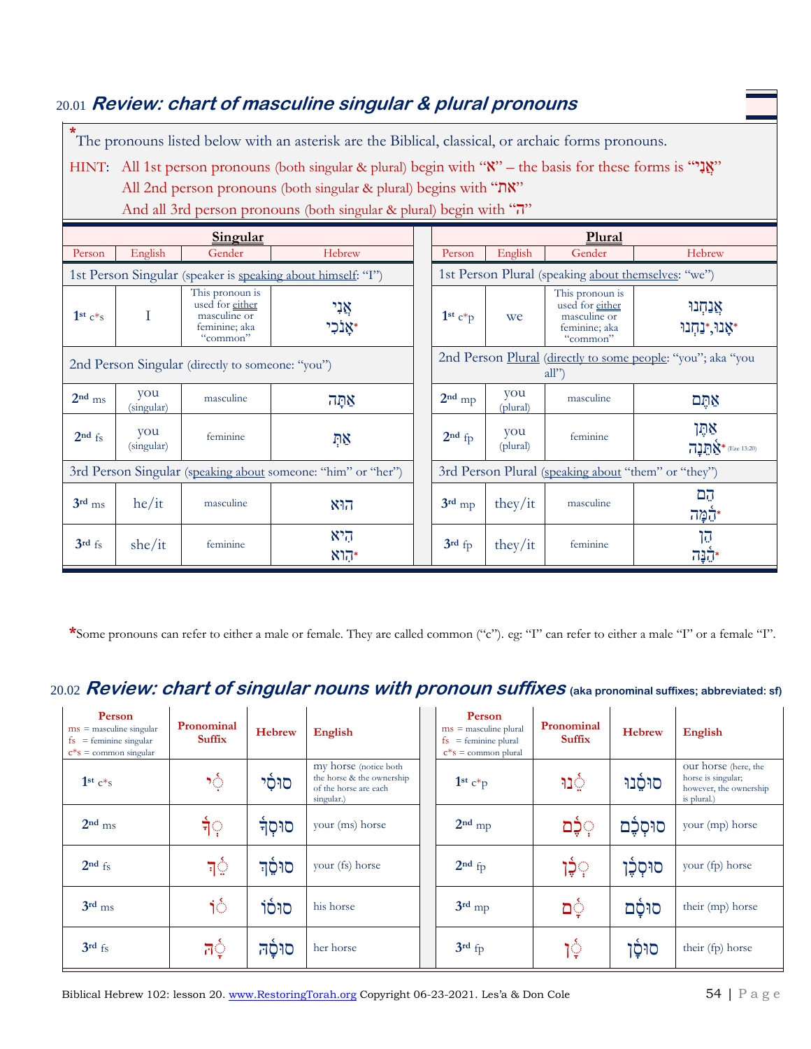## 20.01 *Review: chart of masculine singular & plural pronouns*

*The pronouns listed below with an asterisk are the Biblical, classical, or archaic forms pronouns.

HINT: All 1st person pronouns (both singular & plural) begin with “א” – the basis for these forms is “אֲנִי”
All 2nd person pronouns (both singular & plural) begins with “את”
And all 3rd person pronouns (both singular & plural) begin with “ה”

| **Singular** | | | | **Plural** | | | |
|---|---|---|---|---|---|---|---|
| Person | English | Gender | Hebrew | Person | English | Gender | Hebrew |
| 1st Person Singular (speaker is speaking about himself: “I”) | | | | 1st Person Plural (speaking about themselves: “we”) | | | |
| 1st c*s | I | This pronoun is used for either masculine or feminine; aka “common” | אֲנִי<br>אָנֹכִי* | 1st c*p | we | This pronoun is used for either masculine or feminine; aka “common” | אֲנַחְנוּ<br>אָנוּ*, נַחְנוּ* |
| 2nd Person Singular (directly to someone: “you”) | | | | 2nd Person Plural (directly to some people: “you”; aka “you all”) | | | |
| 2nd ms | you (singular) | masculine | אַתָּה | 2nd mp | you (plural) | masculine | אַתֶּם |
| 2nd fs | you (singular) | feminine | אַתְּ | 2nd fp | you (plural) | feminine | אַתֶּן<br>אַתֵּנָה* (Eze 13:20) |
| 3rd Person Singular (speaking about someone: “him” or “her”) | | | | 3rd Person Plural (speaking about “them” or “they”) | | | |
| 3rd ms | he/it | masculine | הוּא | 3rd mp | they/it | masculine | הֵם<br>הֵמָּה* |
| 3rd fs | she/it | feminine | הִיא<br>הִוא* | 3rd fp | they/it | feminine | הֵן<br>הֵנָּה* |

*Some pronouns can refer to either a male or female. They are called common (“c”). eg: “I” can refer to either a male “I” or a female “I”.

## 20.02 *Review: chart of singular nouns with pronoun suffixes* (aka pronominal suffixes; abbreviated: sf)

| Person<br>ms = masculine singular<br>fs = feminine singular<br>c*s = common singular | Pronominal Suffix | Hebrew | English | Person<br>ms = masculine plural<br>fs = feminine plural<br>c*s = common plural | Pronominal Suffix | Hebrew | English |
|---|---|---|---|---|---|---|---|
| 1st c*s | ◌ִי | סוּסִי | my horse (notice both the horse & the ownership of the horse are each singular.) | 1st c*p | ◌ֵנוּ | סוּסֵנוּ | our horse (here, the horse is singular; however, the ownership is plural.) |
| 2nd ms | ◌ְךָ | סוּסְךָ | your (ms) horse | 2nd mp | ◌ְכֶם | סוּסְכֶם | your (mp) horse |
| 2nd fs | ◌ֵךְ | סוּסֵךְ | your (fs) horse | 2nd fp | ◌ְכֶן | סוּסְכֶן | your (fp) horse |
| 3rd ms | ◌וֹ | סוּסוֹ | his horse | 3rd mp | ◌ָם | סוּסָם | their (mp) horse |
| 3rd fs | ◌ָהּ | סוּסָהּ | her horse | 3rd fp | ◌ָן | סוּסָן | their (fp) horse |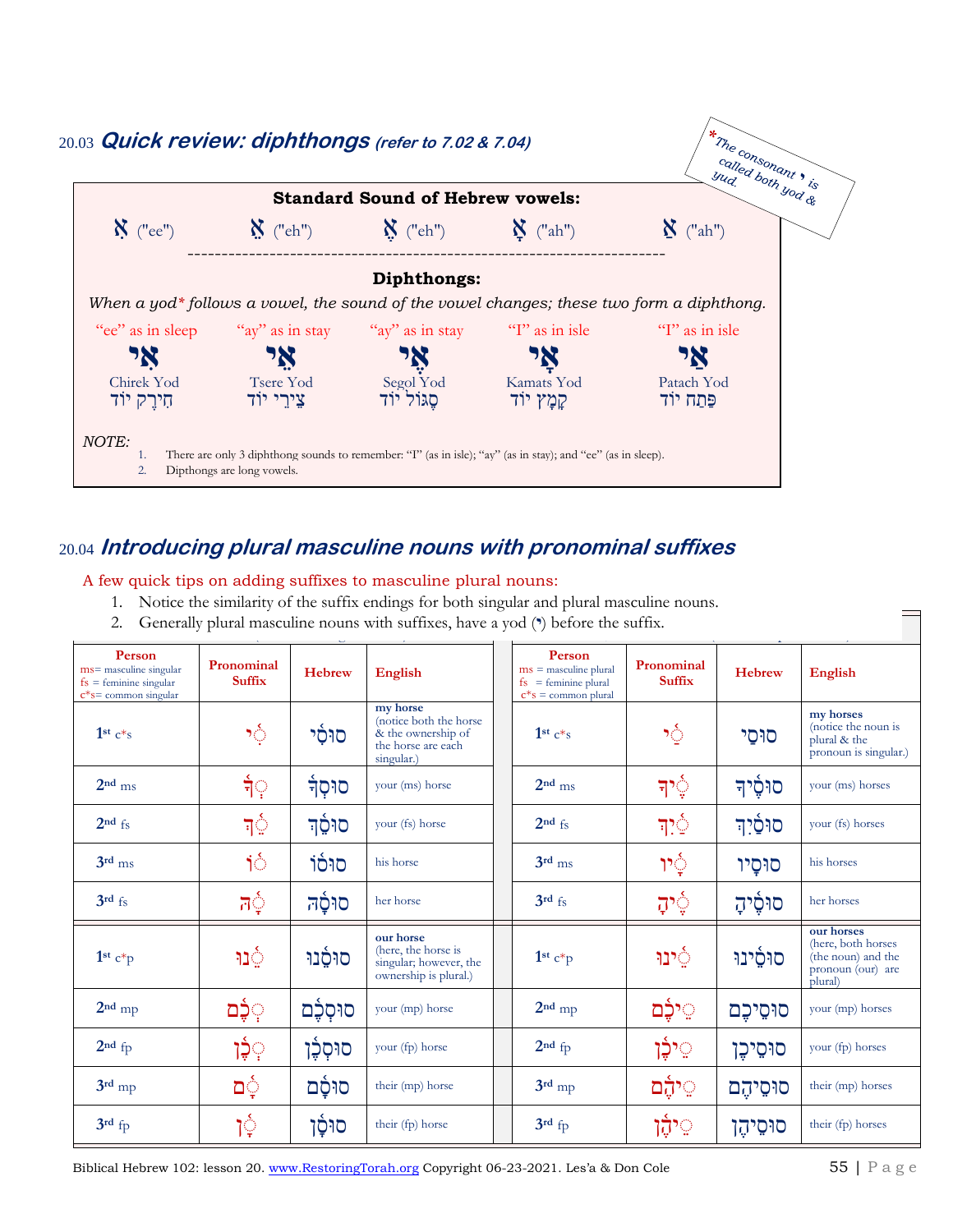## 20.03 ***Quick review: diphthongs*** *(refer to 7.02 & 7.04)*

*The consonant י is called both yod & yud.

**Standard Sound of Hebrew vowels:**

| אִ ("ee") | אֵ ("eh") | אֶ ("eh") | אָ ("ah") | אַ ("ah") |
|---|---|---|---|---|

**Diphthongs:**

*When a yod* follows a vowel, the sound of the vowel changes; these two form a diphthong.*

| "ee" as in sleep | "ay" as in stay | "ay" as in stay | "I" as in isle | "I" as in isle |
|---|---|---|---|---|
| אִי | אֵי | אֶי | אָי | אַי |
| Chirek Yod חִירֶק יוֹד | Tsere Yod צֵירֵי יוֹד | Segol Yod סֶגוֹל יוֹד | Kamats Yod קָמָץ יוֹד | Patach Yod פַּתַח יוֹד |

*NOTE:*

1. There are only 3 diphthong sounds to remember: "I" (as in isle); "ay" (as in stay); and "ee" (as in sleep).
2. Dipthongs are long vowels.

## 20.04 ***Introducing plural masculine nouns with pronominal suffixes***

A few quick tips on adding suffixes to masculine plural nouns:

1. Notice the similarity of the suffix endings for both singular and plural masculine nouns.
2. Generally plural masculine nouns with suffixes, have a yod (י) before the suffix.

| Person (ms= masculine singular; fs = feminine singular; c*s= common singular) | Pronominal Suffix | Hebrew | English | Person (ms = masculine plural; fs = feminine plural; c*s = common plural) | Pronominal Suffix | Hebrew | English |
|---|---|---|---|---|---|---|---|
| 1st c*s | ִי | סוּסִי | **my horse** (notice both the horse & the ownership of the horse are each singular.) | 1st c*s | ַי | סוּסַי | **my horses** (notice the noun is plural & the pronoun is singular.) |
| 2nd ms | ְךָ | סוּסְךָ | your (ms) horse | 2nd ms | ֶיךָ | סוּסֶיךָ | your (ms) horses |
| 2nd fs | ֵךְ | סוּסֵךְ | your (fs) horse | 2nd fs | ַיִךְ | סוּסַיִךְ | your (fs) horses |
| 3rd ms | וֹ | סוּסוֹ | his horse | 3rd ms | ָיו | סוּסָיו | his horses |
| 3rd fs | ָהּ | סוּסָהּ | her horse | 3rd fs | ֶיהָ | סוּסֶיהָ | her horses |
| 1st c*p | ֵנוּ | סוּסֵנוּ | **our horse** (here, the horse is singular; however, the ownership is plural.) | 1st c*p | ֵינוּ | סוּסֵינוּ | **our horses** (here, both horses (the noun) and the pronoun (our) are plural) |
| 2nd mp | ְכֶם | סוּסְכֶם | your (mp) horse | 2nd mp | ֵיכֶם | סוּסֵיכֶם | your (mp) horses |
| 2nd fp | ְכֶן | סוּסְכֶן | your (fp) horse | 2nd fp | ֵיכֶן | סוּסֵיכֶן | your (fp) horses |
| 3rd mp | ָם | סוּסָם | their (mp) horse | 3rd mp | ֵיהֶם | סוּסֵיהֶם | their (mp) horses |
| 3rd fp | ָן | סוּסָן | their (fp) horse | 3rd fp | ֵיהֶן | סוּסֵיהֶן | their (fp) horses |

Biblical Hebrew 102: lesson 20. www.RestoringTorah.org Copyright 06-23-2021. Les'a & Don Cole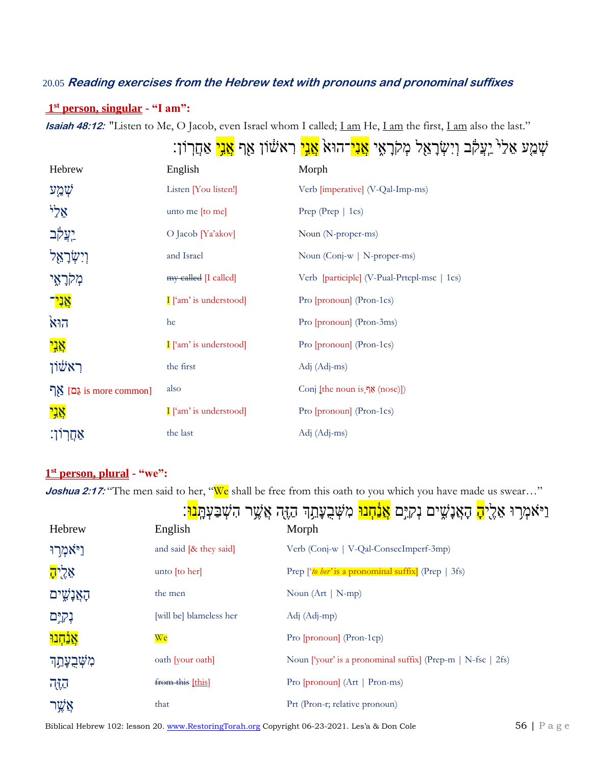20.05 ***Reading exercises from the Hebrew text with pronouns and pronominal suffixes***

**1st person, singular - "I am":**

***Isaiah 48:12:*** "Listen to Me, O Jacob, even Israel whom I called; I am He, I am the first, I am also the last."

שְׁמַע אֵלַי֙ יַֽעֲקֹ֔ב וְיִשְׂרָאֵ֖ל מְקֹרָאִ֑י אֲנִי־הוּא֙ אֲנִ֣י רִאשׁ֔וֹן אַ֖ף אֲנִ֥י אַחֲרֽוֹן׃

| Hebrew | English | Morph |
|---|---|---|
| שְׁמַע | Listen [You listen!] | Verb [imperative] (V-Qal-Imp-ms) |
| אֵלַי֙ | unto me [to me] | Prep (Prep \| 1cs) |
| יַֽעֲקֹ֔ב | O Jacob [Ya'akov] | Noun (N-proper-ms) |
| וְיִשְׂרָאֵ֖ל | and Israel | Noun (Conj-w \| N-proper-ms) |
| מְקֹרָאִ֑י | ~~my called~~ [I called] | Verb [participle] (V-Pual-Prtcpl-msc \| 1cs) |
| אֲנִי־ | I ['am' is understood] | Pro [pronoun] (Pron-1cs) |
| הוּא֙ | he | Pro [pronoun] (Pron-3ms) |
| אֲנִ֣י | I ['am' is understood] | Pro [pronoun] (Pron-1cs) |
| רִאשׁ֔וֹן | the first | Adj (Adj-ms) |
| אַ֖ף [גַּם is more common] | also | Conj [the noun is אַף (nose)] |
| אֲנִ֥י | I ['am' is understood] | Pro [pronoun] (Pron-1cs) |
| אַחֲרֽוֹן׃ | the last | Adj (Adj-ms) |

**1st person, plural - "we":**

***Joshua 2:17:*** "The men said to her, "We shall be free from this oath to you which you have made us swear…"

וַיֹּאמְר֥וּ אֵלֶ֖יהָ הָֽאֲנָשִׁ֑ים נְקִיִּ֣ם אֲנַ֔חְנוּ מִשְּׁבֻעָתֵ֖ךְ הַזֶּ֑ה אֲשֶׁ֥ר הִשְׁבַּעְתָּֽנוּ׃

| Hebrew | English | Morph |
|---|---|---|
| וַיֹּאמְר֥וּ | and said [& they said] | Verb (Conj-w \| V-Qal-ConsecImperf-3mp) |
| אֵלֶ֖יהָ | unto [to her] | Prep ['*to her*' is a pronominal suffix] (Prep \| 3fs) |
| הָֽאֲנָשִׁ֑ים | the men | Noun (Art \| N-mp) |
| נְקִיִּ֣ם | [will be] blameless her | Adj (Adj-mp) |
| אֲנַ֔חְנוּ | We | Pro [pronoun] (Pron-1cp) |
| מִשְּׁבֻעָתֵ֖ךְ | oath [your oath] | Noun ['your' is a pronominal suffix] (Prep-m \| N-fsc \| 2fs) |
| הַזֶּ֑ה | ~~from this~~ [this] | Pro [pronoun] (Art \| Pron-ms) |
| אֲשֶׁ֥ר | that | Prt (Pron-r; relative pronoun) |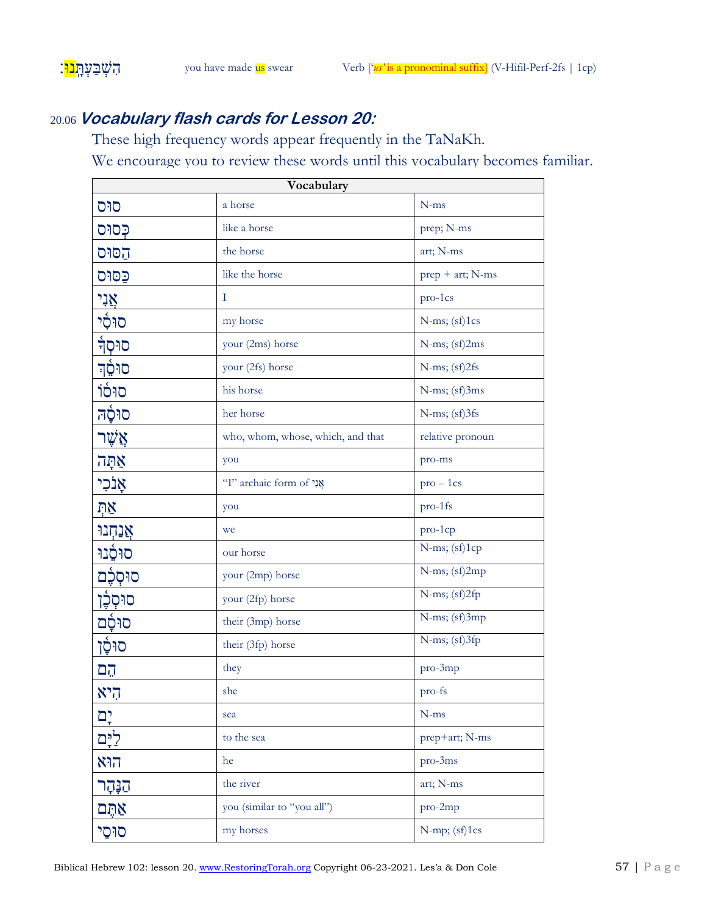| הִשְׁבַּעְתָּֽנוּ׃ | you have made us swear | Verb ['us' is a pronominal suffix] (V-Hifil-Perf-2fs \| 1cp) |
|---|---|---|

## 20.06 ***Vocabulary flash cards for Lesson 20:***

These high frequency words appear frequently in the TaNaKh.

We encourage you to review these words until this vocabulary becomes familiar.

| Vocabulary | | |
|---|---|---|
| סוּס | a horse | N-ms |
| כְּסוּס | like a horse | prep; N-ms |
| הַסּוּס | the horse | art; N-ms |
| כַּסּוּס | like the horse | prep + art; N-ms |
| אֲנִי | I | pro-1cs |
| סוּסִי | my horse | N-ms; (sf)1cs |
| סוּסְךָ | your (2ms) horse | N-ms; (sf)2ms |
| סוּסֵךְ | your (2fs) horse | N-ms; (sf)2fs |
| סוּסוֹ | his horse | N-ms; (sf)3ms |
| סוּסָהּ | her horse | N-ms; (sf)3fs |
| אֲשֶׁר | who, whom, whose, which, and that | relative pronoun |
| אַתָּה | you | pro-ms |
| אָנֹכִי | "I" archaic form of אֲנִי | pro – 1cs |
| אַתְּ | you | pro-1fs |
| אֲנַחְנוּ | we | pro-1cp |
| סוּסֵנוּ | our horse | N-ms; (sf)1cp |
| סוּסְכֶם | your (2mp) horse | N-ms; (sf)2mp |
| סוּסְכֶן | your (2fp) horse | N-ms; (sf)2fp |
| סוּסָם | their (3mp) horse | N-ms; (sf)3mp |
| סוּסָן | their (3fp) horse | N-ms; (sf)3fp |
| הֵם | they | pro-3mp |
| הִיא | she | pro-fs |
| יָם | sea | N-ms |
| לַיָּם | to the sea | prep+art; N-ms |
| הוּא | he | pro-3ms |
| הַנָּהָר | the river | art; N-ms |
| אַתֶּם | you (similar to "you all") | pro-2mp |
| סוּסַי | my horses | N-mp; (sf)1cs |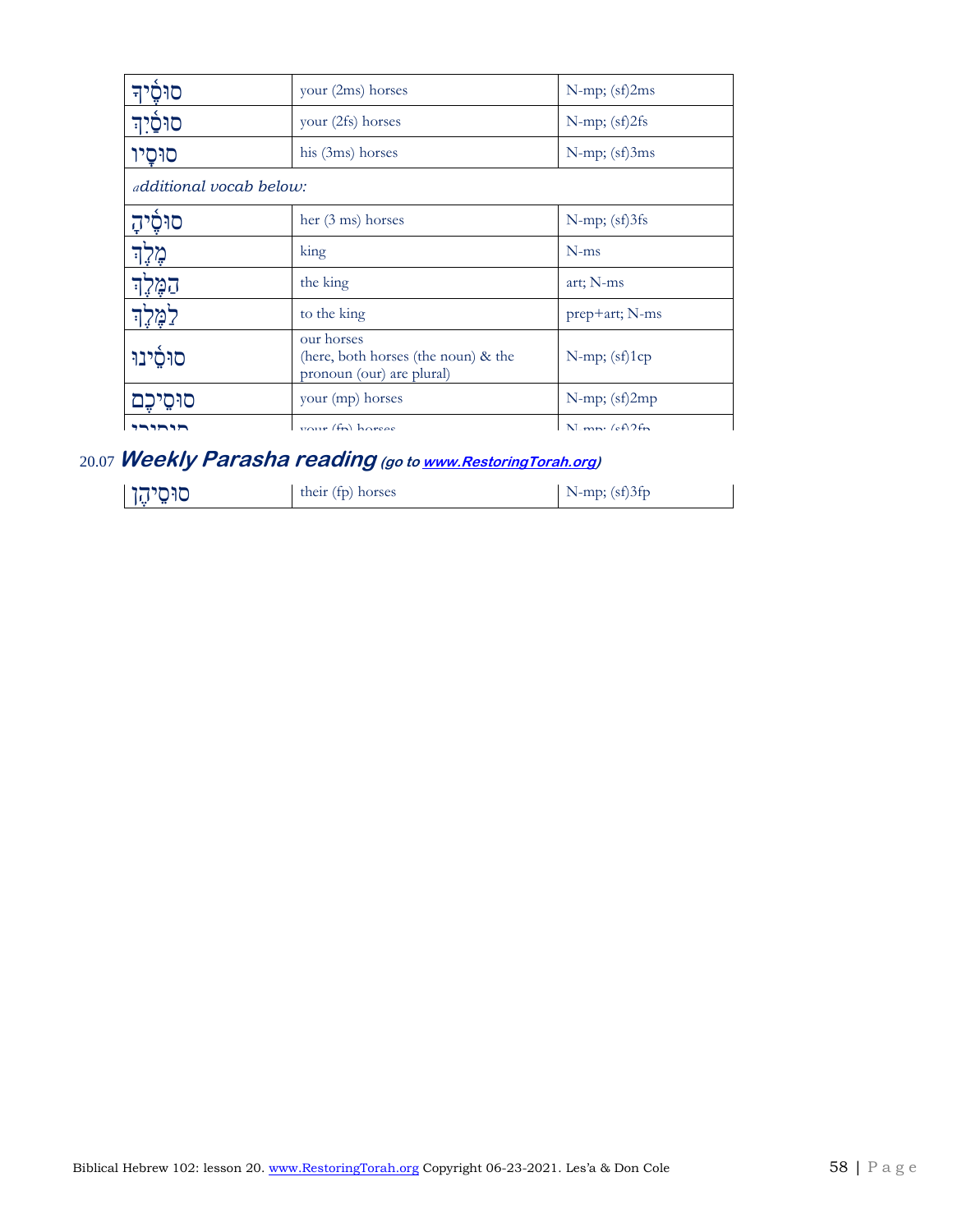| | | |
|---|---|---|
| סוּסֶ֫יךָ | your (2ms) horses | N-mp; (sf)2ms |
| סוּסַ֫יִךְ | your (2fs) horses | N-mp; (sf)2fs |
| סוּסָיו | his (3ms) horses | N-mp; (sf)3ms |
| *additional vocab below:* | | |
| סוּסֶ֫יהָ | her (3 ms) horses | N-mp; (sf)3fs |
| מֶ֫לֶךְ | king | N-ms |
| הַמֶּ֫לֶךְ | the king | art; N-ms |
| לַמֶּ֫לֶךְ | to the king | prep+art; N-ms |
| סוּסֵ֫ינוּ | our horses (here, both horses (the noun) & the pronoun (our) are plural) | N-mp; (sf)1cp |
| סוּסֵיכֶם | your (mp) horses | N-mp; (sf)2mp |
| סוּסֵיכֶן | your (fp) horses | N-mp; (sf)2fp |
| סוּסֵיהֶן | their (fp) horses | N-mp; (sf)3fp |

20.07 ***Weekly Parasha reading*** ***(go to www.RestoringTorah.org)***